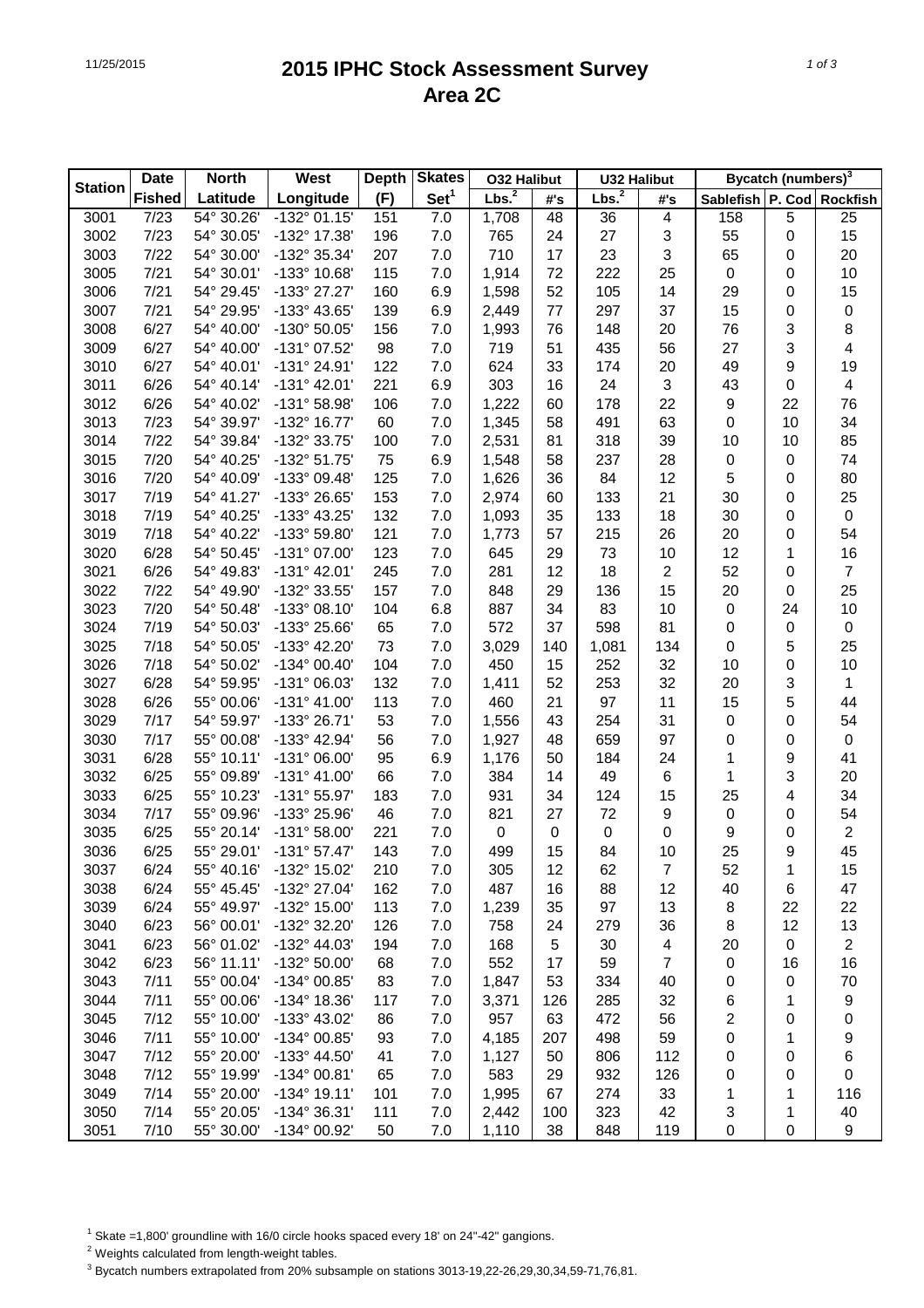# 2015 IPHC Stock Assessment Survey
## Area 2C

| Station | Date | North | West | Depth | Skates | O32 Halibut | | U32 Halibut | | Bycatch (numbers)[3] | | |
|---|---|---|---|---|---|---|---|---|---|---|---|---|
| | Fished | Latitude | Longitude | (F) | Set[1] | Lbs.[2] | #'s | Lbs.[2] | #'s | Sablefish | P. Cod | Rockfish |
| 3001 | 7/23 | 54° 30.26' | -132° 01.15' | 151 | 7.0 | 1,708 | 48 | 36 | 4 | 158 | 5 | 25 |
| 3002 | 7/23 | 54° 30.05' | -132° 17.38' | 196 | 7.0 | 765 | 24 | 27 | 3 | 55 | 0 | 15 |
| 3003 | 7/22 | 54° 30.00' | -132° 35.34' | 207 | 7.0 | 710 | 17 | 23 | 3 | 65 | 0 | 20 |
| 3005 | 7/21 | 54° 30.01' | -133° 10.68' | 115 | 7.0 | 1,914 | 72 | 222 | 25 | 0 | 0 | 10 |
| 3006 | 7/21 | 54° 29.45' | -133° 27.27' | 160 | 6.9 | 1,598 | 52 | 105 | 14 | 29 | 0 | 15 |
| 3007 | 7/21 | 54° 29.95' | -133° 43.65' | 139 | 6.9 | 2,449 | 77 | 297 | 37 | 15 | 0 | 0 |
| 3008 | 6/27 | 54° 40.00' | -130° 50.05' | 156 | 7.0 | 1,993 | 76 | 148 | 20 | 76 | 3 | 8 |
| 3009 | 6/27 | 54° 40.00' | -131° 07.52' | 98 | 7.0 | 719 | 51 | 435 | 56 | 27 | 3 | 4 |
| 3010 | 6/27 | 54° 40.01' | -131° 24.91' | 122 | 7.0 | 624 | 33 | 174 | 20 | 49 | 9 | 19 |
| 3011 | 6/26 | 54° 40.14' | -131° 42.01' | 221 | 6.9 | 303 | 16 | 24 | 3 | 43 | 0 | 4 |
| 3012 | 6/26 | 54° 40.02' | -131° 58.98' | 106 | 7.0 | 1,222 | 60 | 178 | 22 | 9 | 22 | 76 |
| 3013 | 7/23 | 54° 39.97' | -132° 16.77' | 60 | 7.0 | 1,345 | 58 | 491 | 63 | 0 | 10 | 34 |
| 3014 | 7/22 | 54° 39.84' | -132° 33.75' | 100 | 7.0 | 2,531 | 81 | 318 | 39 | 10 | 10 | 85 |
| 3015 | 7/20 | 54° 40.25' | -132° 51.75' | 75 | 6.9 | 1,548 | 58 | 237 | 28 | 0 | 0 | 74 |
| 3016 | 7/20 | 54° 40.09' | -133° 09.48' | 125 | 7.0 | 1,626 | 36 | 84 | 12 | 5 | 0 | 80 |
| 3017 | 7/19 | 54° 41.27' | -133° 26.65' | 153 | 7.0 | 2,974 | 60 | 133 | 21 | 30 | 0 | 25 |
| 3018 | 7/19 | 54° 40.25' | -133° 43.25' | 132 | 7.0 | 1,093 | 35 | 133 | 18 | 30 | 0 | 0 |
| 3019 | 7/18 | 54° 40.22' | -133° 59.80' | 121 | 7.0 | 1,773 | 57 | 215 | 26 | 20 | 0 | 54 |
| 3020 | 6/28 | 54° 50.45' | -131° 07.00' | 123 | 7.0 | 645 | 29 | 73 | 10 | 12 | 1 | 16 |
| 3021 | 6/26 | 54° 49.83' | -131° 42.01' | 245 | 7.0 | 281 | 12 | 18 | 2 | 52 | 0 | 7 |
| 3022 | 7/22 | 54° 49.90' | -132° 33.55' | 157 | 7.0 | 848 | 29 | 136 | 15 | 20 | 0 | 25 |
| 3023 | 7/20 | 54° 50.48' | -133° 08.10' | 104 | 6.8 | 887 | 34 | 83 | 10 | 0 | 24 | 10 |
| 3024 | 7/19 | 54° 50.03' | -133° 25.66' | 65 | 7.0 | 572 | 37 | 598 | 81 | 0 | 0 | 0 |
| 3025 | 7/18 | 54° 50.05' | -133° 42.20' | 73 | 7.0 | 3,029 | 140 | 1,081 | 134 | 0 | 5 | 25 |
| 3026 | 7/18 | 54° 50.02' | -134° 00.40' | 104 | 7.0 | 450 | 15 | 252 | 32 | 10 | 0 | 10 |
| 3027 | 6/28 | 54° 59.95' | -131° 06.03' | 132 | 7.0 | 1,411 | 52 | 253 | 32 | 20 | 3 | 1 |
| 3028 | 6/26 | 55° 00.06' | -131° 41.00' | 113 | 7.0 | 460 | 21 | 97 | 11 | 15 | 5 | 44 |
| 3029 | 7/17 | 54° 59.97' | -133° 26.71' | 53 | 7.0 | 1,556 | 43 | 254 | 31 | 0 | 0 | 54 |
| 3030 | 7/17 | 55° 00.08' | -133° 42.94' | 56 | 7.0 | 1,927 | 48 | 659 | 97 | 0 | 0 | 0 |
| 3031 | 6/28 | 55° 10.11' | -131° 06.00' | 95 | 6.9 | 1,176 | 50 | 184 | 24 | 1 | 9 | 41 |
| 3032 | 6/25 | 55° 09.89' | -131° 41.00' | 66 | 7.0 | 384 | 14 | 49 | 6 | 1 | 3 | 20 |
| 3033 | 6/25 | 55° 10.23' | -131° 55.97' | 183 | 7.0 | 931 | 34 | 124 | 15 | 25 | 4 | 34 |
| 3034 | 7/17 | 55° 09.96' | -133° 25.96' | 46 | 7.0 | 821 | 27 | 72 | 9 | 0 | 0 | 54 |
| 3035 | 6/25 | 55° 20.14' | -131° 58.00' | 221 | 7.0 | 0 | 0 | 0 | 0 | 9 | 0 | 2 |
| 3036 | 6/25 | 55° 29.01' | -131° 57.47' | 143 | 7.0 | 499 | 15 | 84 | 10 | 25 | 9 | 45 |
| 3037 | 6/24 | 55° 40.16' | -132° 15.02' | 210 | 7.0 | 305 | 12 | 62 | 7 | 52 | 1 | 15 |
| 3038 | 6/24 | 55° 45.45' | -132° 27.04' | 162 | 7.0 | 487 | 16 | 88 | 12 | 40 | 6 | 47 |
| 3039 | 6/24 | 55° 49.97' | -132° 15.00' | 113 | 7.0 | 1,239 | 35 | 97 | 13 | 8 | 22 | 22 |
| 3040 | 6/23 | 56° 00.01' | -132° 32.20' | 126 | 7.0 | 758 | 24 | 279 | 36 | 8 | 12 | 13 |
| 3041 | 6/23 | 56° 01.02' | -132° 44.03' | 194 | 7.0 | 168 | 5 | 30 | 4 | 20 | 0 | 2 |
| 3042 | 6/23 | 56° 11.11' | -132° 50.00' | 68 | 7.0 | 552 | 17 | 59 | 7 | 0 | 16 | 16 |
| 3043 | 7/11 | 55° 00.04' | -134° 00.85' | 83 | 7.0 | 1,847 | 53 | 334 | 40 | 0 | 0 | 70 |
| 3044 | 7/11 | 55° 00.06' | -134° 18.36' | 117 | 7.0 | 3,371 | 126 | 285 | 32 | 6 | 1 | 9 |
| 3045 | 7/12 | 55° 10.00' | -133° 43.02' | 86 | 7.0 | 957 | 63 | 472 | 56 | 2 | 0 | 0 |
| 3046 | 7/11 | 55° 10.00' | -134° 00.85' | 93 | 7.0 | 4,185 | 207 | 498 | 59 | 0 | 1 | 9 |
| 3047 | 7/12 | 55° 20.00' | -133° 44.50' | 41 | 7.0 | 1,127 | 50 | 806 | 112 | 0 | 0 | 6 |
| 3048 | 7/12 | 55° 19.99' | -134° 00.81' | 65 | 7.0 | 583 | 29 | 932 | 126 | 0 | 0 | 0 |
| 3049 | 7/14 | 55° 20.00' | -134° 19.11' | 101 | 7.0 | 1,995 | 67 | 274 | 33 | 1 | 1 | 116 |
| 3050 | 7/14 | 55° 20.05' | -134° 36.31' | 111 | 7.0 | 2,442 | 100 | 323 | 42 | 3 | 1 | 40 |
| 3051 | 7/10 | 55° 30.00' | -134° 00.92' | 50 | 7.0 | 1,110 | 38 | 848 | 119 | 0 | 0 | 9 |

[1] Skate =1,800' groundline with 16/0 circle hooks spaced every 18' on 24"-42" gangions.

[2] Weights calculated from length-weight tables.

[3] Bycatch numbers extrapolated from 20% subsample on stations 3013-19,22-26,29,30,34,59-71,76,81.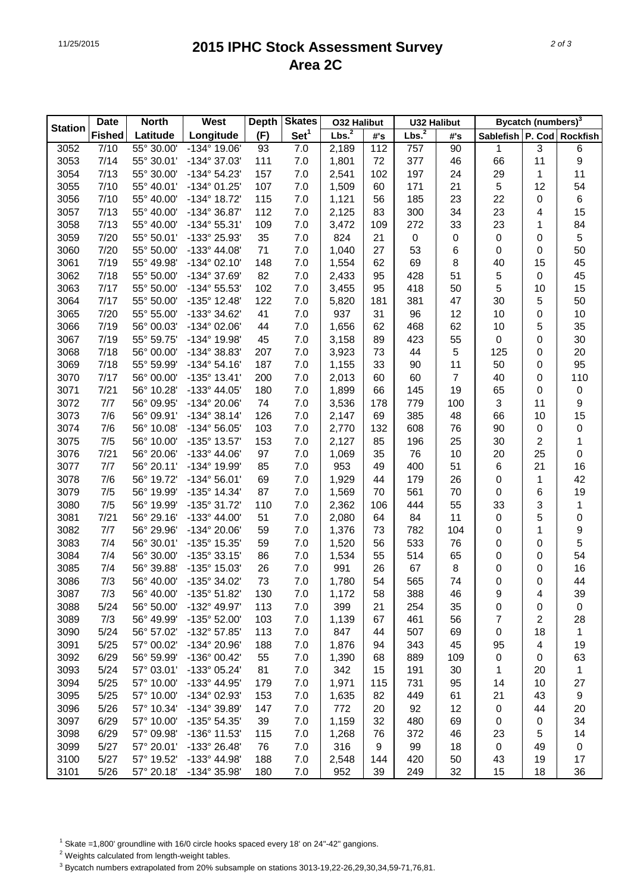# 2015 IPHC Stock Assessment Survey
## Area 2C

| Station | Date | North | West | Depth | Skates | O32 Halibut | | U32 Halibut | | Bycatch (numbers)[3] | | |
|---|---|---|---|---|---|---|---|---|---|---|---|---|
| | Fished | Latitude | Longitude | (F) | Set[1] | Lbs.[2] | #'s | Lbs.[2] | #'s | Sablefish | P. Cod | Rockfish |
| 3052 | 7/10 | 55° 30.00' | -134° 19.06' | 93 | 7.0 | 2,189 | 112 | 757 | 90 | 1 | 3 | 6 |
| 3053 | 7/14 | 55° 30.01' | -134° 37.03' | 111 | 7.0 | 1,801 | 72 | 377 | 46 | 66 | 11 | 9 |
| 3054 | 7/13 | 55° 30.00' | -134° 54.23' | 157 | 7.0 | 2,541 | 102 | 197 | 24 | 29 | 1 | 11 |
| 3055 | 7/10 | 55° 40.01' | -134° 01.25' | 107 | 7.0 | 1,509 | 60 | 171 | 21 | 5 | 12 | 54 |
| 3056 | 7/10 | 55° 40.00' | -134° 18.72' | 115 | 7.0 | 1,121 | 56 | 185 | 23 | 22 | 0 | 6 |
| 3057 | 7/13 | 55° 40.00' | -134° 36.87' | 112 | 7.0 | 2,125 | 83 | 300 | 34 | 23 | 4 | 15 |
| 3058 | 7/13 | 55° 40.00' | -134° 55.31' | 109 | 7.0 | 3,472 | 109 | 272 | 33 | 23 | 1 | 84 |
| 3059 | 7/20 | 55° 50.01' | -133° 25.93' | 35 | 7.0 | 824 | 21 | 0 | 0 | 0 | 0 | 5 |
| 3060 | 7/20 | 55° 50.00' | -133° 44.08' | 71 | 7.0 | 1,040 | 27 | 53 | 6 | 0 | 0 | 50 |
| 3061 | 7/19 | 55° 49.98' | -134° 02.10' | 148 | 7.0 | 1,554 | 62 | 69 | 8 | 40 | 15 | 45 |
| 3062 | 7/18 | 55° 50.00' | -134° 37.69' | 82 | 7.0 | 2,433 | 95 | 428 | 51 | 5 | 0 | 45 |
| 3063 | 7/17 | 55° 50.00' | -134° 55.53' | 102 | 7.0 | 3,455 | 95 | 418 | 50 | 5 | 10 | 15 |
| 3064 | 7/17 | 55° 50.00' | -135° 12.48' | 122 | 7.0 | 5,820 | 181 | 381 | 47 | 30 | 5 | 50 |
| 3065 | 7/20 | 55° 55.00' | -133° 34.62' | 41 | 7.0 | 937 | 31 | 96 | 12 | 10 | 0 | 10 |
| 3066 | 7/19 | 56° 00.03' | -134° 02.06' | 44 | 7.0 | 1,656 | 62 | 468 | 62 | 10 | 5 | 35 |
| 3067 | 7/19 | 55° 59.75' | -134° 19.98' | 45 | 7.0 | 3,158 | 89 | 423 | 55 | 0 | 0 | 30 |
| 3068 | 7/18 | 56° 00.00' | -134° 38.83' | 207 | 7.0 | 3,923 | 73 | 44 | 5 | 125 | 0 | 20 |
| 3069 | 7/18 | 55° 59.99' | -134° 54.16' | 187 | 7.0 | 1,155 | 33 | 90 | 11 | 50 | 0 | 95 |
| 3070 | 7/17 | 56° 00.00' | -135° 13.41' | 200 | 7.0 | 2,013 | 60 | 60 | 7 | 40 | 0 | 110 |
| 3071 | 7/21 | 56° 10.28' | -133° 44.05' | 180 | 7.0 | 1,899 | 66 | 145 | 19 | 65 | 0 | 0 |
| 3072 | 7/7 | 56° 09.95' | -134° 20.06' | 74 | 7.0 | 3,536 | 178 | 779 | 100 | 3 | 11 | 9 |
| 3073 | 7/6 | 56° 09.91' | -134° 38.14' | 126 | 7.0 | 2,147 | 69 | 385 | 48 | 66 | 10 | 15 |
| 3074 | 7/6 | 56° 10.08' | -134° 56.05' | 103 | 7.0 | 2,770 | 132 | 608 | 76 | 90 | 0 | 0 |
| 3075 | 7/5 | 56° 10.00' | -135° 13.57' | 153 | 7.0 | 2,127 | 85 | 196 | 25 | 30 | 2 | 1 |
| 3076 | 7/21 | 56° 20.06' | -133° 44.06' | 97 | 7.0 | 1,069 | 35 | 76 | 10 | 20 | 25 | 0 |
| 3077 | 7/7 | 56° 20.11' | -134° 19.99' | 85 | 7.0 | 953 | 49 | 400 | 51 | 6 | 21 | 16 |
| 3078 | 7/6 | 56° 19.72' | -134° 56.01' | 69 | 7.0 | 1,929 | 44 | 179 | 26 | 0 | 1 | 42 |
| 3079 | 7/5 | 56° 19.99' | -135° 14.34' | 87 | 7.0 | 1,569 | 70 | 561 | 70 | 0 | 6 | 19 |
| 3080 | 7/5 | 56° 19.99' | -135° 31.72' | 110 | 7.0 | 2,362 | 106 | 444 | 55 | 33 | 3 | 1 |
| 3081 | 7/21 | 56° 29.16' | -133° 44.00' | 51 | 7.0 | 2,080 | 64 | 84 | 11 | 0 | 5 | 0 |
| 3082 | 7/7 | 56° 29.96' | -134° 20.06' | 59 | 7.0 | 1,376 | 73 | 782 | 104 | 0 | 1 | 9 |
| 3083 | 7/4 | 56° 30.01' | -135° 15.35' | 59 | 7.0 | 1,520 | 56 | 533 | 76 | 0 | 0 | 5 |
| 3084 | 7/4 | 56° 30.00' | -135° 33.15' | 86 | 7.0 | 1,534 | 55 | 514 | 65 | 0 | 0 | 54 |
| 3085 | 7/4 | 56° 39.88' | -135° 15.03' | 26 | 7.0 | 991 | 26 | 67 | 8 | 0 | 0 | 16 |
| 3086 | 7/3 | 56° 40.00' | -135° 34.02' | 73 | 7.0 | 1,780 | 54 | 565 | 74 | 0 | 0 | 44 |
| 3087 | 7/3 | 56° 40.00' | -135° 51.82' | 130 | 7.0 | 1,172 | 58 | 388 | 46 | 9 | 4 | 39 |
| 3088 | 5/24 | 56° 50.00' | -132° 49.97' | 113 | 7.0 | 399 | 21 | 254 | 35 | 0 | 0 | 0 |
| 3089 | 7/3 | 56° 49.99' | -135° 52.00' | 103 | 7.0 | 1,139 | 67 | 461 | 56 | 7 | 2 | 28 |
| 3090 | 5/24 | 56° 57.02' | -132° 57.85' | 113 | 7.0 | 847 | 44 | 507 | 69 | 0 | 18 | 1 |
| 3091 | 5/25 | 57° 00.02' | -134° 20.96' | 188 | 7.0 | 1,876 | 94 | 343 | 45 | 95 | 4 | 19 |
| 3092 | 6/29 | 56° 59.99' | -136° 00.42' | 55 | 7.0 | 1,390 | 68 | 889 | 109 | 0 | 0 | 63 |
| 3093 | 5/24 | 57° 03.01' | -133° 05.24' | 81 | 7.0 | 342 | 15 | 191 | 30 | 1 | 20 | 1 |
| 3094 | 5/25 | 57° 10.00' | -133° 44.95' | 179 | 7.0 | 1,971 | 115 | 731 | 95 | 14 | 10 | 27 |
| 3095 | 5/25 | 57° 10.00' | -134° 02.93' | 153 | 7.0 | 1,635 | 82 | 449 | 61 | 21 | 43 | 9 |
| 3096 | 5/26 | 57° 10.34' | -134° 39.89' | 147 | 7.0 | 772 | 20 | 92 | 12 | 0 | 44 | 20 |
| 3097 | 6/29 | 57° 10.00' | -135° 54.35' | 39 | 7.0 | 1,159 | 32 | 480 | 69 | 0 | 0 | 34 |
| 3098 | 6/29 | 57° 09.98' | -136° 11.53' | 115 | 7.0 | 1,268 | 76 | 372 | 46 | 23 | 5 | 14 |
| 3099 | 5/27 | 57° 20.01' | -133° 26.48' | 76 | 7.0 | 316 | 9 | 99 | 18 | 0 | 49 | 0 |
| 3100 | 5/27 | 57° 19.52' | -133° 44.98' | 188 | 7.0 | 2,548 | 144 | 420 | 50 | 43 | 19 | 17 |
| 3101 | 5/26 | 57° 20.18' | -134° 35.98' | 180 | 7.0 | 952 | 39 | 249 | 32 | 15 | 18 | 36 |

[1] Skate =1,800' groundline with 16/0 circle hooks spaced every 18' on 24"-42" gangions.

[2] Weights calculated from length-weight tables.

[3] Bycatch numbers extrapolated from 20% subsample on stations 3013-19,22-26,29,30,34,59-71,76,81.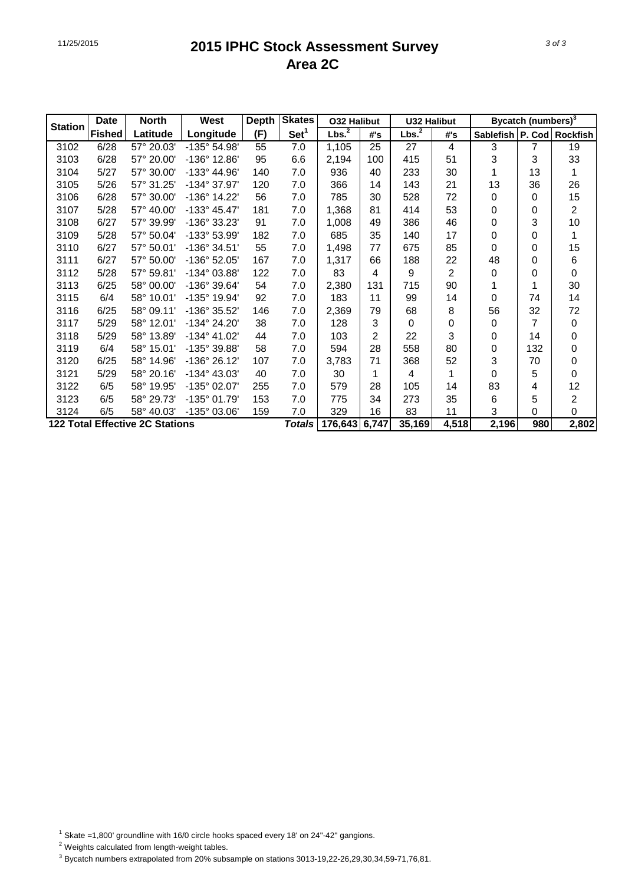# 2015 IPHC Stock Assessment Survey
## Area 2C

| Station | Date | North | West | Depth | Skates | O32 Halibut | | U32 Halibut | | Bycatch (numbers)[3] | | |
|---|---|---|---|---|---|---|---|---|---|---|---|---|
| | Fished | Latitude | Longitude | (F) | Set[1] | Lbs.[2] | #'s | Lbs.[2] | #'s | Sablefish | P. Cod | Rockfish |
| 3102 | 6/28 | 57° 20.03' | -135° 54.98' | 55 | 7.0 | 1,105 | 25 | 27 | 4 | 3 | 7 | 19 |
| 3103 | 6/28 | 57° 20.00' | -136° 12.86' | 95 | 6.6 | 2,194 | 100 | 415 | 51 | 3 | 3 | 33 |
| 3104 | 5/27 | 57° 30.00' | -133° 44.96' | 140 | 7.0 | 936 | 40 | 233 | 30 | 1 | 13 | 1 |
| 3105 | 5/26 | 57° 31.25' | -134° 37.97' | 120 | 7.0 | 366 | 14 | 143 | 21 | 13 | 36 | 26 |
| 3106 | 6/28 | 57° 30.00' | -136° 14.22' | 56 | 7.0 | 785 | 30 | 528 | 72 | 0 | 0 | 15 |
| 3107 | 5/28 | 57° 40.00' | -133° 45.47' | 181 | 7.0 | 1,368 | 81 | 414 | 53 | 0 | 0 | 2 |
| 3108 | 6/27 | 57° 39.99' | -136° 33.23' | 91 | 7.0 | 1,008 | 49 | 386 | 46 | 0 | 3 | 10 |
| 3109 | 5/28 | 57° 50.04' | -133° 53.99' | 182 | 7.0 | 685 | 35 | 140 | 17 | 0 | 0 | 1 |
| 3110 | 6/27 | 57° 50.01' | -136° 34.51' | 55 | 7.0 | 1,498 | 77 | 675 | 85 | 0 | 0 | 15 |
| 3111 | 6/27 | 57° 50.00' | -136° 52.05' | 167 | 7.0 | 1,317 | 66 | 188 | 22 | 48 | 0 | 6 |
| 3112 | 5/28 | 57° 59.81' | -134° 03.88' | 122 | 7.0 | 83 | 4 | 9 | 2 | 0 | 0 | 0 |
| 3113 | 6/25 | 58° 00.00' | -136° 39.64' | 54 | 7.0 | 2,380 | 131 | 715 | 90 | 1 | 1 | 30 |
| 3115 | 6/4 | 58° 10.01' | -135° 19.94' | 92 | 7.0 | 183 | 11 | 99 | 14 | 0 | 74 | 14 |
| 3116 | 6/25 | 58° 09.11' | -136° 35.52' | 146 | 7.0 | 2,369 | 79 | 68 | 8 | 56 | 32 | 72 |
| 3117 | 5/29 | 58° 12.01' | -134° 24.20' | 38 | 7.0 | 128 | 3 | 0 | 0 | 0 | 7 | 0 |
| 3118 | 5/29 | 58° 13.89' | -134° 41.02' | 44 | 7.0 | 103 | 2 | 22 | 3 | 0 | 14 | 0 |
| 3119 | 6/4 | 58° 15.01' | -135° 39.88' | 58 | 7.0 | 594 | 28 | 558 | 80 | 0 | 132 | 0 |
| 3120 | 6/25 | 58° 14.96' | -136° 26.12' | 107 | 7.0 | 3,783 | 71 | 368 | 52 | 3 | 70 | 0 |
| 3121 | 5/29 | 58° 20.16' | -134° 43.03' | 40 | 7.0 | 30 | 1 | 4 | 1 | 0 | 5 | 0 |
| 3122 | 6/5 | 58° 19.95' | -135° 02.07' | 255 | 7.0 | 579 | 28 | 105 | 14 | 83 | 4 | 12 |
| 3123 | 6/5 | 58° 29.73' | -135° 01.79' | 153 | 7.0 | 775 | 34 | 273 | 35 | 6 | 5 | 2 |
| 3124 | 6/5 | 58° 40.03' | -135° 03.06' | 159 | 7.0 | 329 | 16 | 83 | 11 | 3 | 0 | 0 |
| **122 Total Effective 2C Stations** | | | | | ***Totals*** | **176,643** | **6,747** | **35,169** | **4,518** | **2,196** | **980** | **2,802** |

[1] Skate =1,800' groundline with 16/0 circle hooks spaced every 18' on 24"-42" gangions.

[2] Weights calculated from length-weight tables.

[3] Bycatch numbers extrapolated from 20% subsample on stations 3013-19,22-26,29,30,34,59-71,76,81.